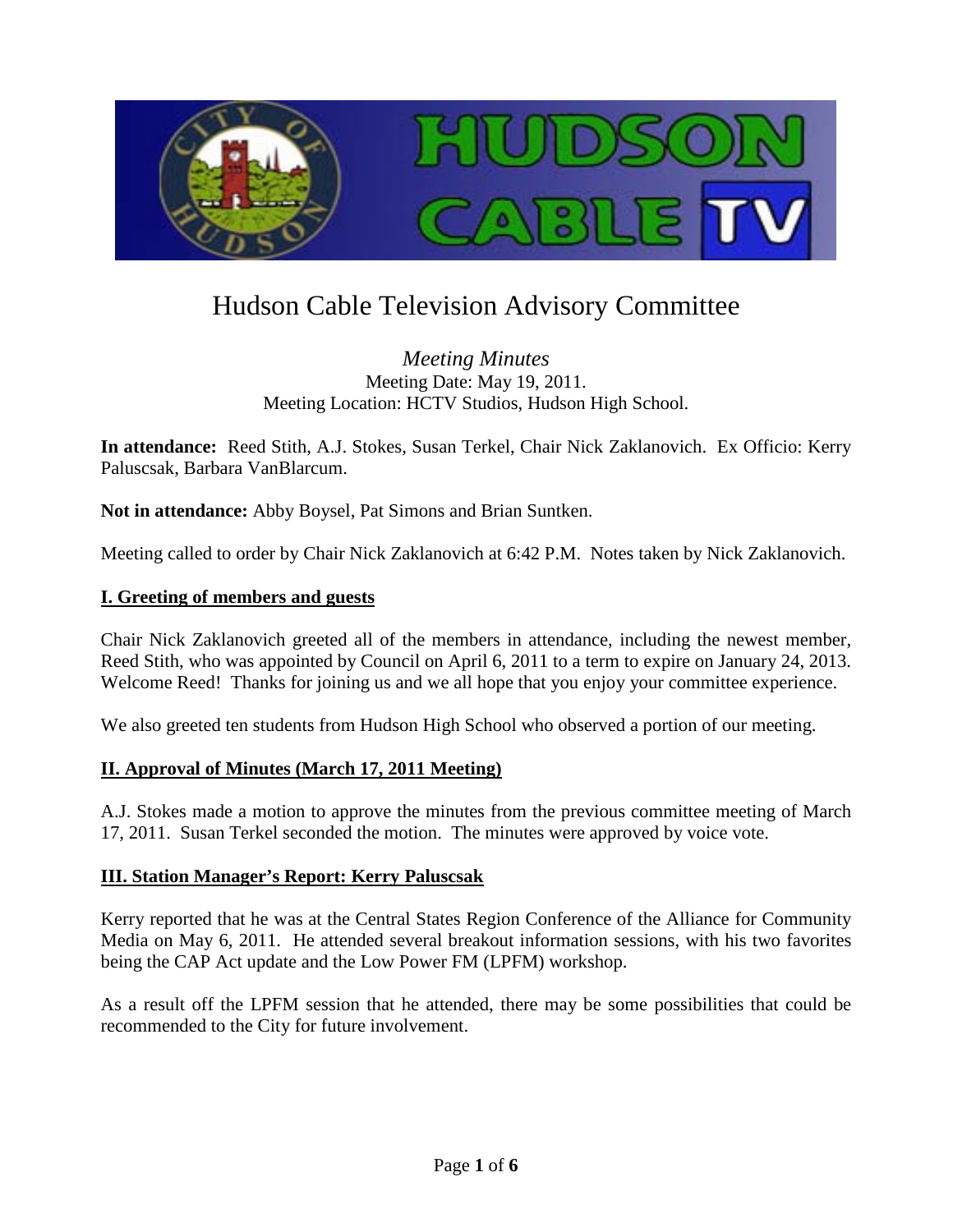# Hudson Cable Television Advisory Committee

*Meeting Minutes*
Meeting Date: May 19, 2011.
Meeting Location: HCTV Studios, Hudson High School.

**In attendance:** Reed Stith, A.J. Stokes, Susan Terkel, Chair Nick Zaklanovich. Ex Officio: Kerry Paluscsak, Barbara VanBlarcum.

**Not in attendance:** Abby Boysel, Pat Simons and Brian Suntken.

Meeting called to order by Chair Nick Zaklanovich at 6:42 P.M. Notes taken by Nick Zaklanovich.

## I. Greeting of members and guests

Chair Nick Zaklanovich greeted all of the members in attendance, including the newest member, Reed Stith, who was appointed by Council on April 6, 2011 to a term to expire on January 24, 2013. Welcome Reed! Thanks for joining us and we all hope that you enjoy your committee experience.

We also greeted ten students from Hudson High School who observed a portion of our meeting.

## II. Approval of Minutes (March 17, 2011 Meeting)

A.J. Stokes made a motion to approve the minutes from the previous committee meeting of March 17, 2011. Susan Terkel seconded the motion. The minutes were approved by voice vote.

## III. Station Manager's Report: Kerry Paluscsak

Kerry reported that he was at the Central States Region Conference of the Alliance for Community Media on May 6, 2011. He attended several breakout information sessions, with his two favorites being the CAP Act update and the Low Power FM (LPFM) workshop.

As a result off the LPFM session that he attended, there may be some possibilities that could be recommended to the City for future involvement.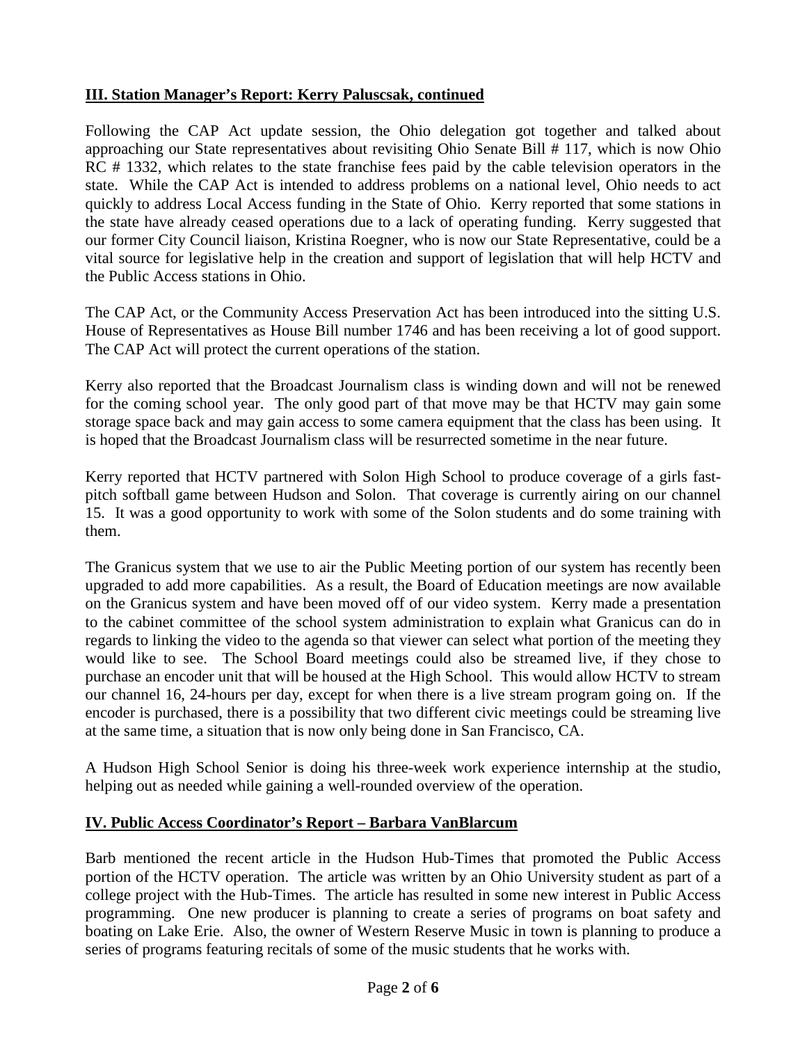## III. Station Manager's Report: Kerry Paluscsak, continued

Following the CAP Act update session, the Ohio delegation got together and talked about approaching our State representatives about revisiting Ohio Senate Bill # 117, which is now Ohio RC # 1332, which relates to the state franchise fees paid by the cable television operators in the state. While the CAP Act is intended to address problems on a national level, Ohio needs to act quickly to address Local Access funding in the State of Ohio. Kerry reported that some stations in the state have already ceased operations due to a lack of operating funding. Kerry suggested that our former City Council liaison, Kristina Roegner, who is now our State Representative, could be a vital source for legislative help in the creation and support of legislation that will help HCTV and the Public Access stations in Ohio.

The CAP Act, or the Community Access Preservation Act has been introduced into the sitting U.S. House of Representatives as House Bill number 1746 and has been receiving a lot of good support. The CAP Act will protect the current operations of the station.

Kerry also reported that the Broadcast Journalism class is winding down and will not be renewed for the coming school year. The only good part of that move may be that HCTV may gain some storage space back and may gain access to some camera equipment that the class has been using. It is hoped that the Broadcast Journalism class will be resurrected sometime in the near future.

Kerry reported that HCTV partnered with Solon High School to produce coverage of a girls fast-pitch softball game between Hudson and Solon. That coverage is currently airing on our channel 15. It was a good opportunity to work with some of the Solon students and do some training with them.

The Granicus system that we use to air the Public Meeting portion of our system has recently been upgraded to add more capabilities. As a result, the Board of Education meetings are now available on the Granicus system and have been moved off of our video system. Kerry made a presentation to the cabinet committee of the school system administration to explain what Granicus can do in regards to linking the video to the agenda so that viewer can select what portion of the meeting they would like to see. The School Board meetings could also be streamed live, if they chose to purchase an encoder unit that will be housed at the High School. This would allow HCTV to stream our channel 16, 24-hours per day, except for when there is a live stream program going on. If the encoder is purchased, there is a possibility that two different civic meetings could be streaming live at the same time, a situation that is now only being done in San Francisco, CA.

A Hudson High School Senior is doing his three-week work experience internship at the studio, helping out as needed while gaining a well-rounded overview of the operation.

## IV. Public Access Coordinator's Report – Barbara VanBlarcum

Barb mentioned the recent article in the Hudson Hub-Times that promoted the Public Access portion of the HCTV operation. The article was written by an Ohio University student as part of a college project with the Hub-Times. The article has resulted in some new interest in Public Access programming. One new producer is planning to create a series of programs on boat safety and boating on Lake Erie. Also, the owner of Western Reserve Music in town is planning to produce a series of programs featuring recitals of some of the music students that he works with.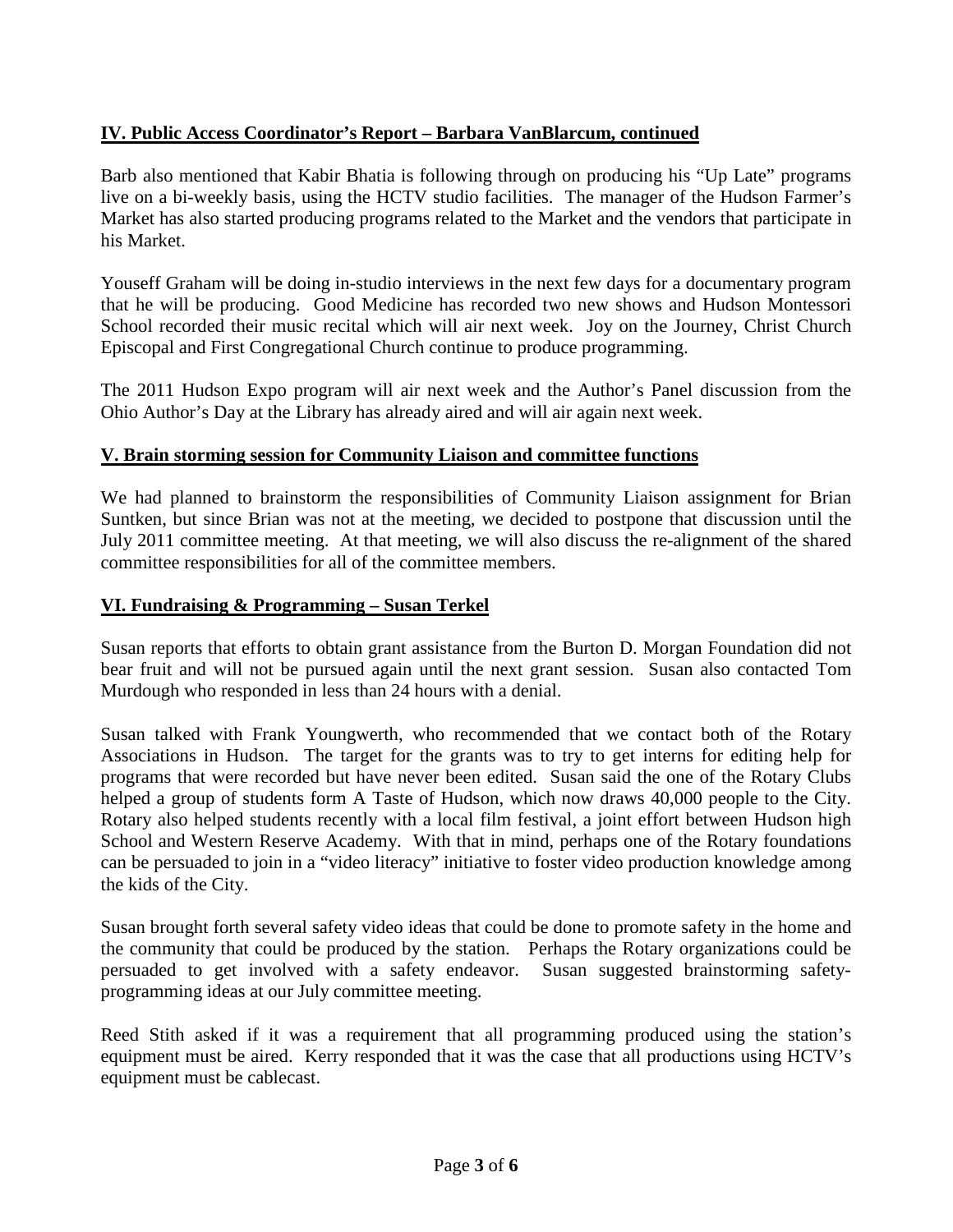## IV. Public Access Coordinator's Report – Barbara VanBlarcum, continued

Barb also mentioned that Kabir Bhatia is following through on producing his "Up Late" programs live on a bi-weekly basis, using the HCTV studio facilities. The manager of the Hudson Farmer's Market has also started producing programs related to the Market and the vendors that participate in his Market.

Youseff Graham will be doing in-studio interviews in the next few days for a documentary program that he will be producing. Good Medicine has recorded two new shows and Hudson Montessori School recorded their music recital which will air next week. Joy on the Journey, Christ Church Episcopal and First Congregational Church continue to produce programming.

The 2011 Hudson Expo program will air next week and the Author's Panel discussion from the Ohio Author's Day at the Library has already aired and will air again next week.

## V. Brain storming session for Community Liaison and committee functions

We had planned to brainstorm the responsibilities of Community Liaison assignment for Brian Suntken, but since Brian was not at the meeting, we decided to postpone that discussion until the July 2011 committee meeting. At that meeting, we will also discuss the re-alignment of the shared committee responsibilities for all of the committee members.

## VI. Fundraising & Programming – Susan Terkel

Susan reports that efforts to obtain grant assistance from the Burton D. Morgan Foundation did not bear fruit and will not be pursued again until the next grant session. Susan also contacted Tom Murdough who responded in less than 24 hours with a denial.

Susan talked with Frank Youngwerth, who recommended that we contact both of the Rotary Associations in Hudson. The target for the grants was to try to get interns for editing help for programs that were recorded but have never been edited. Susan said the one of the Rotary Clubs helped a group of students form A Taste of Hudson, which now draws 40,000 people to the City. Rotary also helped students recently with a local film festival, a joint effort between Hudson high School and Western Reserve Academy. With that in mind, perhaps one of the Rotary foundations can be persuaded to join in a "video literacy" initiative to foster video production knowledge among the kids of the City.

Susan brought forth several safety video ideas that could be done to promote safety in the home and the community that could be produced by the station. Perhaps the Rotary organizations could be persuaded to get involved with a safety endeavor. Susan suggested brainstorming safety-programming ideas at our July committee meeting.

Reed Stith asked if it was a requirement that all programming produced using the station's equipment must be aired. Kerry responded that it was the case that all productions using HCTV's equipment must be cablecast.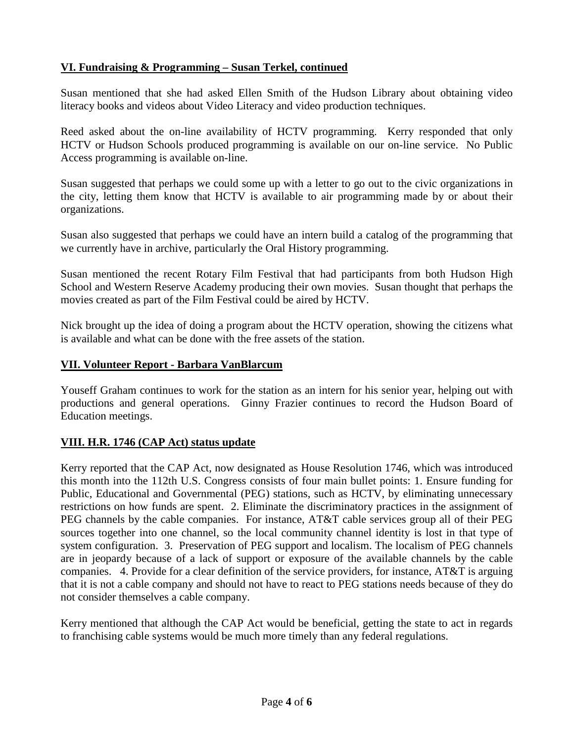## **VI. Fundraising & Programming – Susan Terkel, continued**

Susan mentioned that she had asked Ellen Smith of the Hudson Library about obtaining video literacy books and videos about Video Literacy and video production techniques.

Reed asked about the on-line availability of HCTV programming. Kerry responded that only HCTV or Hudson Schools produced programming is available on our on-line service. No Public Access programming is available on-line.

Susan suggested that perhaps we could some up with a letter to go out to the civic organizations in the city, letting them know that HCTV is available to air programming made by or about their organizations.

Susan also suggested that perhaps we could have an intern build a catalog of the programming that we currently have in archive, particularly the Oral History programming.

Susan mentioned the recent Rotary Film Festival that had participants from both Hudson High School and Western Reserve Academy producing their own movies. Susan thought that perhaps the movies created as part of the Film Festival could be aired by HCTV.

Nick brought up the idea of doing a program about the HCTV operation, showing the citizens what is available and what can be done with the free assets of the station.

## **VII. Volunteer Report - Barbara VanBlarcum**

Youseff Graham continues to work for the station as an intern for his senior year, helping out with productions and general operations. Ginny Frazier continues to record the Hudson Board of Education meetings.

## **VIII. H.R. 1746 (CAP Act) status update**

Kerry reported that the CAP Act, now designated as House Resolution 1746, which was introduced this month into the 112th U.S. Congress consists of four main bullet points: 1. Ensure funding for Public, Educational and Governmental (PEG) stations, such as HCTV, by eliminating unnecessary restrictions on how funds are spent. 2. Eliminate the discriminatory practices in the assignment of PEG channels by the cable companies. For instance, AT&T cable services group all of their PEG sources together into one channel, so the local community channel identity is lost in that type of system configuration. 3. Preservation of PEG support and localism. The localism of PEG channels are in jeopardy because of a lack of support or exposure of the available channels by the cable companies. 4. Provide for a clear definition of the service providers, for instance, AT&T is arguing that it is not a cable company and should not have to react to PEG stations needs because of they do not consider themselves a cable company.

Kerry mentioned that although the CAP Act would be beneficial, getting the state to act in regards to franchising cable systems would be much more timely than any federal regulations.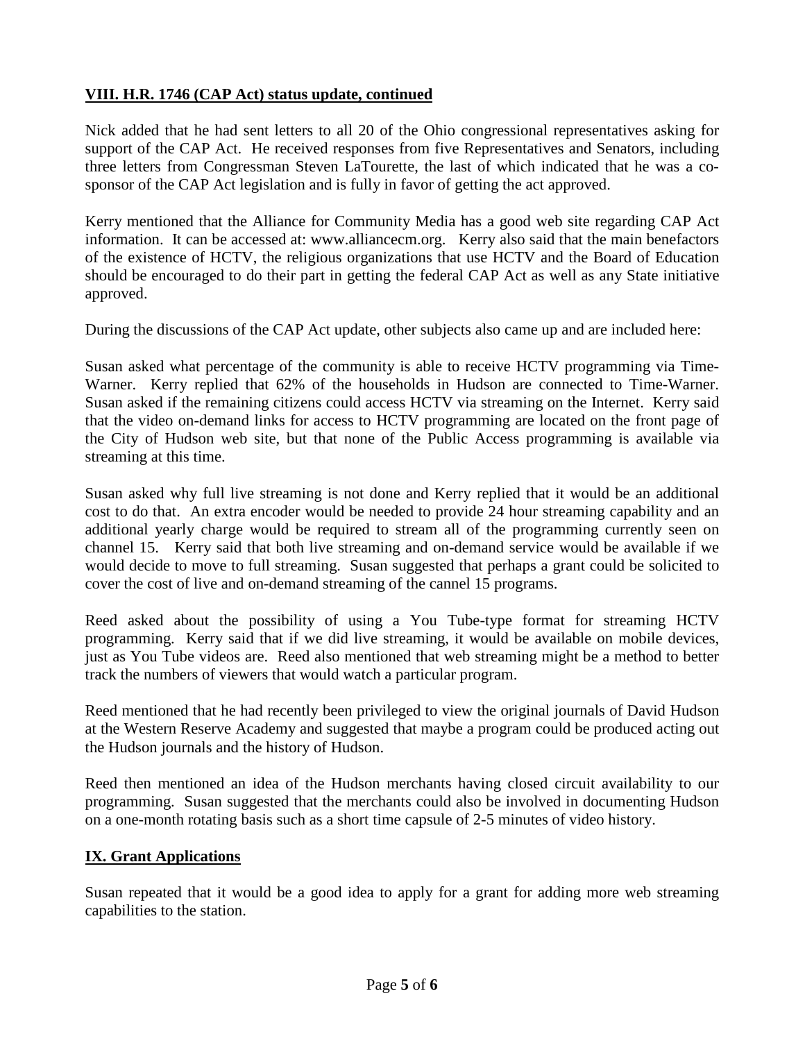## **VIII. H.R. 1746 (CAP Act) status update, continued**

Nick added that he had sent letters to all 20 of the Ohio congressional representatives asking for support of the CAP Act. He received responses from five Representatives and Senators, including three letters from Congressman Steven LaTourette, the last of which indicated that he was a co-sponsor of the CAP Act legislation and is fully in favor of getting the act approved.

Kerry mentioned that the Alliance for Community Media has a good web site regarding CAP Act information. It can be accessed at: www.alliancecm.org. Kerry also said that the main benefactors of the existence of HCTV, the religious organizations that use HCTV and the Board of Education should be encouraged to do their part in getting the federal CAP Act as well as any State initiative approved.

During the discussions of the CAP Act update, other subjects also came up and are included here:

Susan asked what percentage of the community is able to receive HCTV programming via Time-Warner. Kerry replied that 62% of the households in Hudson are connected to Time-Warner. Susan asked if the remaining citizens could access HCTV via streaming on the Internet. Kerry said that the video on-demand links for access to HCTV programming are located on the front page of the City of Hudson web site, but that none of the Public Access programming is available via streaming at this time.

Susan asked why full live streaming is not done and Kerry replied that it would be an additional cost to do that. An extra encoder would be needed to provide 24 hour streaming capability and an additional yearly charge would be required to stream all of the programming currently seen on channel 15. Kerry said that both live streaming and on-demand service would be available if we would decide to move to full streaming. Susan suggested that perhaps a grant could be solicited to cover the cost of live and on-demand streaming of the cannel 15 programs.

Reed asked about the possibility of using a You Tube-type format for streaming HCTV programming. Kerry said that if we did live streaming, it would be available on mobile devices, just as You Tube videos are. Reed also mentioned that web streaming might be a method to better track the numbers of viewers that would watch a particular program.

Reed mentioned that he had recently been privileged to view the original journals of David Hudson at the Western Reserve Academy and suggested that maybe a program could be produced acting out the Hudson journals and the history of Hudson.

Reed then mentioned an idea of the Hudson merchants having closed circuit availability to our programming. Susan suggested that the merchants could also be involved in documenting Hudson on a one-month rotating basis such as a short time capsule of 2-5 minutes of video history.

## **IX. Grant Applications**

Susan repeated that it would be a good idea to apply for a grant for adding more web streaming capabilities to the station.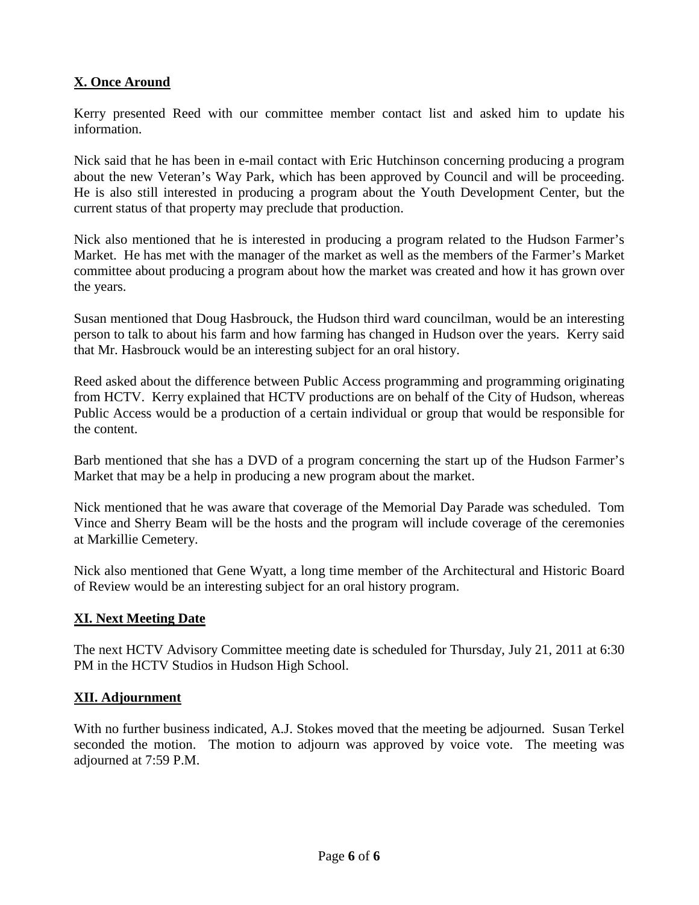## X. Once Around

Kerry presented Reed with our committee member contact list and asked him to update his information.

Nick said that he has been in e-mail contact with Eric Hutchinson concerning producing a program about the new Veteran's Way Park, which has been approved by Council and will be proceeding. He is also still interested in producing a program about the Youth Development Center, but the current status of that property may preclude that production.

Nick also mentioned that he is interested in producing a program related to the Hudson Farmer's Market. He has met with the manager of the market as well as the members of the Farmer's Market committee about producing a program about how the market was created and how it has grown over the years.

Susan mentioned that Doug Hasbrouck, the Hudson third ward councilman, would be an interesting person to talk to about his farm and how farming has changed in Hudson over the years. Kerry said that Mr. Hasbrouck would be an interesting subject for an oral history.

Reed asked about the difference between Public Access programming and programming originating from HCTV. Kerry explained that HCTV productions are on behalf of the City of Hudson, whereas Public Access would be a production of a certain individual or group that would be responsible for the content.

Barb mentioned that she has a DVD of a program concerning the start up of the Hudson Farmer's Market that may be a help in producing a new program about the market.

Nick mentioned that he was aware that coverage of the Memorial Day Parade was scheduled. Tom Vince and Sherry Beam will be the hosts and the program will include coverage of the ceremonies at Markillie Cemetery.

Nick also mentioned that Gene Wyatt, a long time member of the Architectural and Historic Board of Review would be an interesting subject for an oral history program.

## XI. Next Meeting Date

The next HCTV Advisory Committee meeting date is scheduled for Thursday, July 21, 2011 at 6:30 PM in the HCTV Studios in Hudson High School.

## XII. Adjournment

With no further business indicated, A.J. Stokes moved that the meeting be adjourned. Susan Terkel seconded the motion. The motion to adjourn was approved by voice vote. The meeting was adjourned at 7:59 P.M.